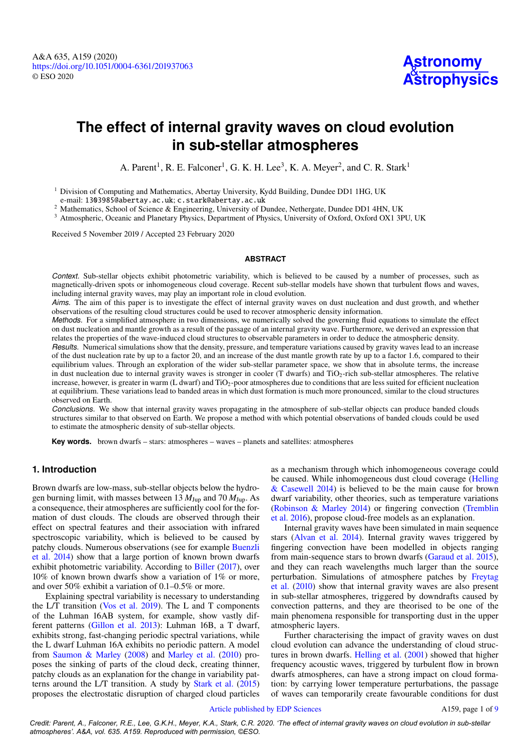# The effect of internal gravity waves on cloud evolution in sub-stellar atmospheres

A. Parent[1], R. E. Falconer[1], G. K. H. Lee[3], K. A. Meyer[2], and C. R. Stark[1]

[1] Division of Computing and Mathematics, Abertay University, Kydd Building, Dundee DD1 1HG, UK
e-mail: 1303985@abertay.ac.uk; c.stark@abertay.ac.uk

[2] Mathematics, School of Science & Engineering, University of Dundee, Nethergate, Dundee DD1 4HN, UK

[3] Atmospheric, Oceanic and Planetary Physics, Department of Physics, University of Oxford, Oxford OX1 3PU, UK

Received 5 November 2019 / Accepted 23 February 2020

## ABSTRACT

*Context.* Sub-stellar objects exhibit photometric variability, which is believed to be caused by a number of processes, such as magnetically-driven spots or inhomogeneous cloud coverage. Recent sub-stellar models have shown that turbulent flows and waves, including internal gravity waves, may play an important role in cloud evolution.

*Aims.* The aim of this paper is to investigate the effect of internal gravity waves on dust nucleation and dust growth, and whether observations of the resulting cloud structures could be used to recover atmospheric density information.

*Methods.* For a simplified atmosphere in two dimensions, we numerically solved the governing fluid equations to simulate the effect on dust nucleation and mantle growth as a result of the passage of an internal gravity wave. Furthermore, we derived an expression that relates the properties of the wave-induced cloud structures to observable parameters in order to deduce the atmospheric density.

*Results.* Numerical simulations show that the density, pressure, and temperature variations caused by gravity waves lead to an increase of the dust nucleation rate by up to a factor 20, and an increase of the dust mantle growth rate by up to a factor 1.6, compared to their equilibrium values. Through an exploration of the wider sub-stellar parameter space, we show that in absolute terms, the increase in dust nucleation due to internal gravity waves is stronger in cooler (T dwarfs) and $TiO_2$-rich sub-stellar atmospheres. The relative increase, however, is greater in warm (L dwarf) and $TiO_2$-poor atmospheres due to conditions that are less suited for efficient nucleation at equilibrium. These variations lead to banded areas in which dust formation is much more pronounced, similar to the cloud structures observed on Earth.

*Conclusions.* We show that internal gravity waves propagating in the atmosphere of sub-stellar objects can produce banded clouds structures similar to that observed on Earth. We propose a method with which potential observations of banded clouds could be used to estimate the atmospheric density of sub-stellar objects.

**Key words.** brown dwarfs – stars: atmospheres – waves – planets and satellites: atmospheres

## 1. Introduction

Brown dwarfs are low-mass, sub-stellar objects below the hydrogen burning limit, with masses between 13 $M_{\rm Jup}$ and 70 $M_{\rm Jup}$. As a consequence, their atmospheres are sufficiently cool for the formation of dust clouds. The clouds are observed through their effect on spectral features and their association with infrared spectroscopic variability, which is believed to be caused by patchy clouds. Numerous observations (see for example Buenzli et al. 2014) show that a large portion of known brown dwarfs exhibit photometric variability. According to Biller (2017), over 10% of known brown dwarfs show a variation of 1% or more, and over 50% exhibit a variation of 0.1–0.5% or more.

Explaining spectral variability is necessary to understanding the L/T transition (Vos et al. 2019). The L and T components of the Luhman 16AB system, for example, show vastly different patterns (Gillon et al. 2013): Luhman 16B, a T dwarf, exhibits strong, fast-changing periodic spectral variations, while the L dwarf Luhman 16A exhibits no periodic pattern. A model from Saumon & Marley (2008) and Marley et al. (2010) proposes the sinking of parts of the cloud deck, creating thinner, patchy clouds as an explanation for the change in variability patterns around the L/T transition. A study by Stark et al. (2015) proposes the electrostatic disruption of charged cloud particles as a mechanism through which inhomogeneous coverage could be caused. While inhomogeneous dust cloud coverage (Helling & Casewell 2014) is believed to be the main cause for brown dwarf variability, other theories, such as temperature variations (Robinson & Marley 2014) or fingering convection (Tremblin et al. 2016), propose cloud-free models as an explanation.

Internal gravity waves have been simulated in main sequence stars (Alvan et al. 2014). Internal gravity waves triggered by fingering convection have been modelled in objects ranging from main-sequence stars to brown dwarfs (Garaud et al. 2015), and they can reach wavelengths much larger than the source perturbation. Simulations of atmosphere patches by Freytag et al. (2010) show that internal gravity waves are also present in sub-stellar atmospheres, triggered by downdrafts caused by convection patterns, and they are theorised to be one of the main phenomena responsible for transporting dust in the upper atmospheric layers.

Further characterising the impact of gravity waves on dust cloud evolution can advance the understanding of cloud structures in brown dwarfs. Helling et al. (2001) showed that higher frequency acoustic waves, triggered by turbulent flow in brown dwarfs atmospheres, can have a strong impact on cloud formation: by carrying lower temperature perturbations, the passage of waves can temporarily create favourable conditions for dust

Credit: Parent, A., Falconer, R.E., Lee, G.K.H., Meyer, K.A., Stark, C.R. 2020. 'The effect of internal gravity waves on cloud evolution in sub-stellar atmospheres'. A&A, vol. 635. A159. Reproduced with permission, ©ESO.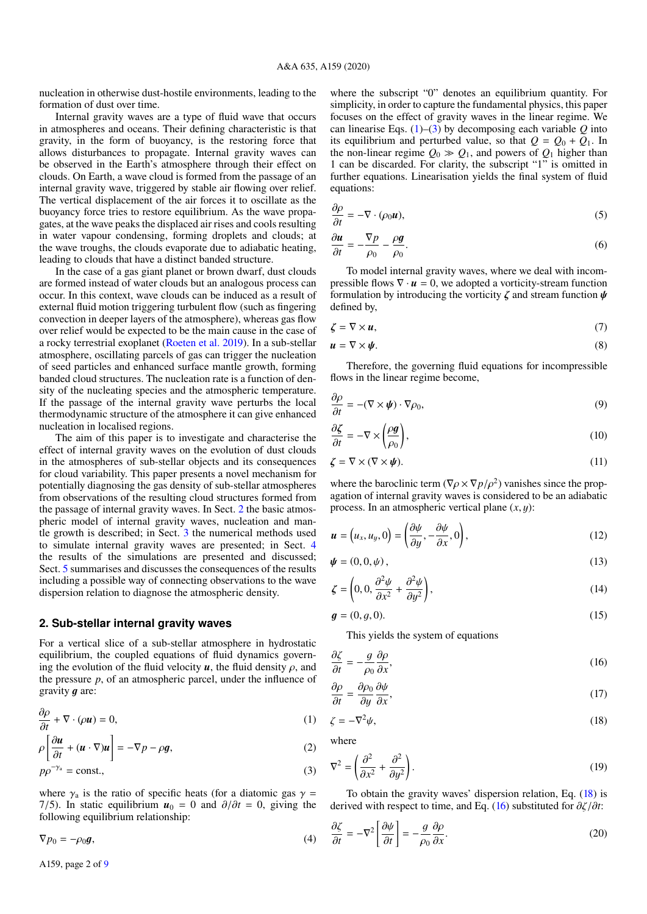nucleation in otherwise dust-hostile environments, leading to the formation of dust over time.

Internal gravity waves are a type of fluid wave that occurs in atmospheres and oceans. Their defining characteristic is that gravity, in the form of buoyancy, is the restoring force that allows disturbances to propagate. Internal gravity waves can be observed in the Earth's atmosphere through their effect on clouds. On Earth, a wave cloud is formed from the passage of an internal gravity wave, triggered by stable air flowing over relief. The vertical displacement of the air forces it to oscillate as the buoyancy force tries to restore equilibrium. As the wave propagates, at the wave peaks the displaced air rises and cools resulting in water vapour condensing, forming droplets and clouds; at the wave troughs, the clouds evaporate due to adiabatic heating, leading to clouds that have a distinct banded structure.

In the case of a gas giant planet or brown dwarf, dust clouds are formed instead of water clouds but an analogous process can occur. In this context, wave clouds can be induced as a result of external fluid motion triggering turbulent flow (such as fingering convection in deeper layers of the atmosphere), whereas gas flow over relief would be expected to be the main cause in the case of a rocky terrestrial exoplanet (Roeten et al. 2019). In a sub-stellar atmosphere, oscillating parcels of gas can trigger the nucleation of seed particles and enhanced surface mantle growth, forming banded cloud structures. The nucleation rate is a function of density of the nucleating species and the atmospheric temperature. If the passage of the internal gravity wave perturbs the local thermodynamic structure of the atmosphere it can give enhanced nucleation in localised regions.

The aim of this paper is to investigate and characterise the effect of internal gravity waves on the evolution of dust clouds in the atmospheres of sub-stellar objects and its consequences for cloud variability. This paper presents a novel mechanism for potentially diagnosing the gas density of sub-stellar atmospheres from observations of the resulting cloud structures formed from the passage of internal gravity waves. In Sect. 2 the basic atmospheric model of internal gravity waves, nucleation and mantle growth is described; in Sect. 3 the numerical methods used to simulate internal gravity waves are presented; in Sect. 4 the results of the simulations are presented and discussed; Sect. 5 summarises and discusses the consequences of the results including a possible way of connecting observations to the wave dispersion relation to diagnose the atmospheric density.

## 2. Sub-stellar internal gravity waves

For a vertical slice of a sub-stellar atmosphere in hydrostatic equilibrium, the coupled equations of fluid dynamics governing the evolution of the fluid velocity $\boldsymbol{u}$, the fluid density $\rho$, and the pressure $p$, of an atmospheric parcel, under the influence of gravity $\boldsymbol{g}$ are:

$$\frac{\partial \rho}{\partial t} + \nabla \cdot (\rho \boldsymbol{u}) = 0, \tag{1}$$

$$\rho \left[ \frac{\partial \boldsymbol{u}}{\partial t} + (\boldsymbol{u} \cdot \nabla)\boldsymbol{u} \right] = -\nabla p - \rho \boldsymbol{g}, \tag{2}$$

$$p\rho^{-\gamma_a} = \text{const.}, \tag{3}$$

where $\gamma_a$ is the ratio of specific heats (for a diatomic gas $\gamma = 7/5$). In static equilibrium $\boldsymbol{u}_0 = 0$ and $\partial/\partial t = 0$, giving the following equilibrium relationship:

$$\nabla p_0 = -\rho_0 \boldsymbol{g}, \tag{4}$$

where the subscript "0" denotes an equilibrium quantity. For simplicity, in order to capture the fundamental physics, this paper focuses on the effect of gravity waves in the linear regime. We can linearise Eqs. (1)–(3) by decomposing each variable $Q$ into its equilibrium and perturbed value, so that $Q = Q_0 + Q_1$. In the non-linear regime $Q_0 \gg Q_1$, and powers of $Q_1$ higher than 1 can be discarded. For clarity, the subscript "1" is omitted in further equations. Linearisation yields the final system of fluid equations:

$$\frac{\partial \rho}{\partial t} = -\nabla \cdot (\rho_0 \boldsymbol{u}), \tag{5}$$

$$\frac{\partial \boldsymbol{u}}{\partial t} = -\frac{\nabla p}{\rho_0} - \frac{\rho \boldsymbol{g}}{\rho_0}. \tag{6}$$

To model internal gravity waves, where we deal with incompressible flows $\nabla \cdot \boldsymbol{u} = 0$, we adopted a vorticity-stream function formulation by introducing the vorticity $\boldsymbol{\zeta}$ and stream function $\boldsymbol{\psi}$ defined by,

$$\boldsymbol{\zeta} = \nabla \times \boldsymbol{u}, \tag{7}$$

$$\boldsymbol{u} = \nabla \times \boldsymbol{\psi}. \tag{8}$$

Therefore, the governing fluid equations for incompressible flows in the linear regime become,

$$\frac{\partial \rho}{\partial t} = -(\nabla \times \boldsymbol{\psi}) \cdot \nabla \rho_0, \tag{9}$$

$$\frac{\partial \boldsymbol{\zeta}}{\partial t} = -\nabla \times \left( \frac{\rho \boldsymbol{g}}{\rho_0} \right), \tag{10}$$

$$\boldsymbol{\zeta} = \nabla \times (\nabla \times \boldsymbol{\psi}). \tag{11}$$

where the baroclinic term ($\nabla \rho \times \nabla p / \rho^2$) vanishes since the propagation of internal gravity waves is considered to be an adiabatic process. In an atmospheric vertical plane $(x, y)$:

$$\boldsymbol{u} = \left(u_x, u_y, 0\right) = \left( \frac{\partial \psi}{\partial y}, -\frac{\partial \psi}{\partial x}, 0 \right), \tag{12}$$

$$\boldsymbol{\psi} = (0, 0, \psi), \tag{13}$$

$$\boldsymbol{\zeta} = \left( 0, 0, \frac{\partial^2 \psi}{\partial x^2} + \frac{\partial^2 \psi}{\partial y^2} \right), \tag{14}$$

$$\boldsymbol{g} = (0, g, 0). \tag{15}$$

This yields the system of equations

$$\frac{\partial \zeta}{\partial t} = -\frac{g}{\rho_0} \frac{\partial \rho}{\partial x}, \tag{16}$$

$$\frac{\partial \rho}{\partial t} = \frac{\partial \rho_0}{\partial y} \frac{\partial \psi}{\partial x}, \tag{17}$$

$$\zeta = -\nabla^2 \psi, \tag{18}$$

where

$$\nabla^2 = \left( \frac{\partial^2}{\partial x^2} + \frac{\partial^2}{\partial y^2} \right). \tag{19}$$

To obtain the gravity waves' dispersion relation, Eq. (18) is derived with respect to time, and Eq. (16) substituted for $\partial \zeta / \partial t$:

$$\frac{\partial \zeta}{\partial t} = -\nabla^2 \left[ \frac{\partial \psi}{\partial t} \right] = -\frac{g}{\rho_0} \frac{\partial \rho}{\partial x}. \tag{20}$$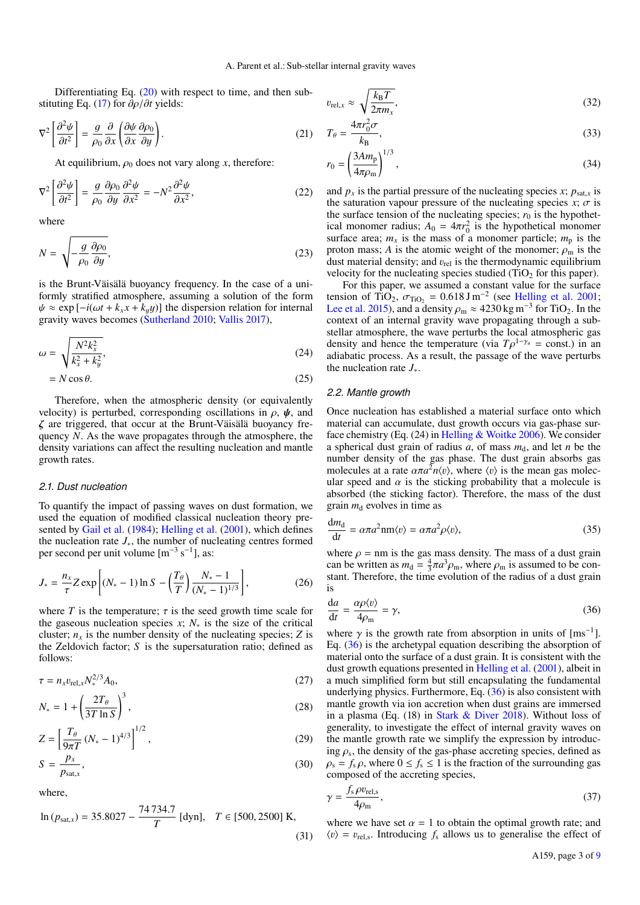Differentiating Eq. (20) with respect to time, and then substituting Eq. (17) for $\partial\rho/\partial t$ yields:

$$\nabla^2 \left[\frac{\partial^2 \psi}{\partial t^2}\right] = \frac{g}{\rho_0}\frac{\partial}{\partial x}\left(\frac{\partial \psi}{\partial x}\frac{\partial \rho_0}{\partial y}\right). \tag{21}$$

At equilibrium, $\rho_0$ does not vary along $x$, therefore:

$$\nabla^2 \left[\frac{\partial^2 \psi}{\partial t^2}\right] = \frac{g}{\rho_0}\frac{\partial \rho_0}{\partial y}\frac{\partial^2 \psi}{\partial x^2} = -N^2 \frac{\partial^2 \psi}{\partial x^2}, \tag{22}$$

where

$$N = \sqrt{-\frac{g}{\rho_0}\frac{\partial \rho_0}{\partial y}}, \tag{23}$$

is the Brunt-Väisälä buoyancy frequency. In the case of a uniformly stratified atmosphere, assuming a solution of the form $\psi \approx \exp\left[-i(\omega t + k_x x + k_y y)\right]$ the dispersion relation for internal gravity waves becomes (Sutherland 2010; Vallis 2017),

$$\omega = \sqrt{\frac{N^2 k_x^2}{k_x^2 + k_y^2}}, \tag{24}$$

$$= N\cos\theta. \tag{25}$$

Therefore, when the atmospheric density (or equivalently velocity) is perturbed, corresponding oscillations in $\rho$, $\boldsymbol{\psi}$, and $\boldsymbol{\zeta}$ are triggered, that occur at the Brunt-Väisälä buoyancy frequency $N$. As the wave propagates through the atmosphere, the density variations can affect the resulting nucleation and mantle growth rates.

### 2.1. Dust nucleation

To quantify the impact of passing waves on dust formation, we used the equation of modified classical nucleation theory presented by Gail et al. (1984); Helling et al. (2001), which defines the nucleation rate $J_*$, the number of nucleating centres formed per second per unit volume [$\mathrm{m^{-3}\,s^{-1}}$], as:

$$J_* = \frac{n_x}{\tau} Z \exp\left[(N_* - 1)\ln S - \left(\frac{T_\theta}{T}\right)\frac{N_* - 1}{(N_* - 1)^{1/3}}\right], \tag{26}$$

where $T$ is the temperature; $\tau$ is the seed growth time scale for the gaseous nucleation species $x$; $N_*$ is the size of the critical cluster; $n_x$ is the number density of the nucleating species; $Z$ is the Zeldovich factor; $S$ is the supersaturation ratio; defined as follows:

$$\tau = n_x v_{\mathrm{rel},x} N_*^{2/3} A_0, \tag{27}$$

$$N_* = 1 + \left(\frac{2T_\theta}{3T\ln S}\right)^3, \tag{28}$$

$$Z = \left[\frac{T_\theta}{9\pi T}(N_* - 1)^{4/3}\right]^{1/2}, \tag{29}$$

$$S = \frac{p_x}{p_{\mathrm{sat},x}}, \tag{30}$$

where,

$$\ln\left(p_{\mathrm{sat},x}\right) = 35.8027 - \frac{74\,734.7}{T}\ [\mathrm{dyn}], \quad T \in [500, 2500]\ \mathrm{K}, \tag{31}$$

$$v_{\mathrm{rel},x} \approx \sqrt{\frac{k_\mathrm{B} T}{2\pi m_x}}, \tag{32}$$

$$T_\theta = \frac{4\pi r_0^2 \sigma}{k_\mathrm{B}}, \tag{33}$$

$$r_0 = \left(\frac{3 A m_\mathrm{p}}{4\pi \rho_\mathrm{m}}\right)^{1/3}, \tag{34}$$

and $p_x$ is the partial pressure of the nucleating species $x$; $p_{\mathrm{sat},x}$ is the saturation vapour pressure of the nucleating species $x$; $\sigma$ is the surface tension of the nucleating species; $r_0$ is the hypothetical monomer radius; $A_0 = 4\pi r_0^2$ is the hypothetical monomer surface area; $m_x$ is the mass of a monomer particle; $m_\mathrm{p}$ is the proton mass; $A$ is the atomic weight of the monomer; $\rho_\mathrm{m}$ is the dust material density; and $v_\mathrm{rel}$ is the thermodynamic equilibrium velocity for the nucleating species studied ($TiO_2$ for this paper).

For this paper, we assumed a constant value for the surface tension of $TiO_2$, $\sigma_{TiO_2} = 0.618\,\mathrm{J\,m^{-2}}$ (see Helling et al. 2001; Lee et al. 2015), and a density $\rho_\mathrm{m} \approx 4230\,\mathrm{kg\,m^{-3}}$ for $TiO_2$. In the context of an internal gravity wave propagating through a sub-stellar atmosphere, the wave perturbs the local atmospheric gas density and hence the temperature (via $T\rho^{1-\gamma_\mathrm{a}} = \mathrm{const.}$) in an adiabatic process. As a result, the passage of the wave perturbs the nucleation rate $J_*$.

### 2.2. Mantle growth

Once nucleation has established a material surface onto which material can accumulate, dust growth occurs via gas-phase surface chemistry (Eq. (24) in Helling & Woitke 2006). We consider a spherical dust grain of radius $a$, of mass $m_\mathrm{d}$, and let $n$ be the number density of the gas phase. The dust grain absorbs gas molecules at a rate $\alpha\pi a^2 n\langle v\rangle$, where $\langle v\rangle$ is the mean gas molecular speed and $\alpha$ is the sticking probability that a molecule is absorbed (the sticking factor). Therefore, the mass of the dust grain $m_\mathrm{d}$ evolves in time as

$$\frac{\mathrm{d}m_\mathrm{d}}{\mathrm{d}t} = \alpha\pi a^2 \mathrm{nm}\langle v\rangle = \alpha\pi a^2 \rho\langle v\rangle, \tag{35}$$

where $\rho = \mathrm{nm}$ is the gas mass density. The mass of a dust grain can be written as $m_\mathrm{d} = \frac{4}{3}\pi a^3 \rho_\mathrm{m}$, where $\rho_\mathrm{m}$ is assumed to be constant. Therefore, the time evolution of the radius of a dust grain is

$$\frac{\mathrm{d}a}{\mathrm{d}t} = \frac{\alpha\rho\langle v\rangle}{4\rho_\mathrm{m}} = \gamma, \tag{36}$$

where $\gamma$ is the growth rate from absorption in units of [$\mathrm{ms^{-1}}$]. Eq. (36) is the archetypal equation describing the absorption of material onto the surface of a dust grain. It is consistent with the dust growth equations presented in Helling et al. (2001), albeit in a much simplified form but still encapsulating the fundamental underlying physics. Furthermore, Eq. (36) is also consistent with mantle growth via ion accretion when dust grains are immersed in a plasma (Eq. (18) in Stark & Diver 2018). Without loss of generality, to investigate the effect of internal gravity waves on the mantle growth rate we simplify the expression by introducing $\rho_\mathrm{s}$, the density of the gas-phase accreting species, defined as $\rho_\mathrm{s} = f_\mathrm{s}\rho$, where $0 \le f_\mathrm{s} \le 1$ is the fraction of the surrounding gas composed of the accreting species,

$$\gamma = \frac{f_\mathrm{s}\rho v_{\mathrm{rel,s}}}{4\rho_\mathrm{m}}, \tag{37}$$

where we have set $\alpha = 1$ to obtain the optimal growth rate; and $\langle v\rangle = v_{\mathrm{rel,s}}$. Introducing $f_\mathrm{s}$ allows us to generalise the effect of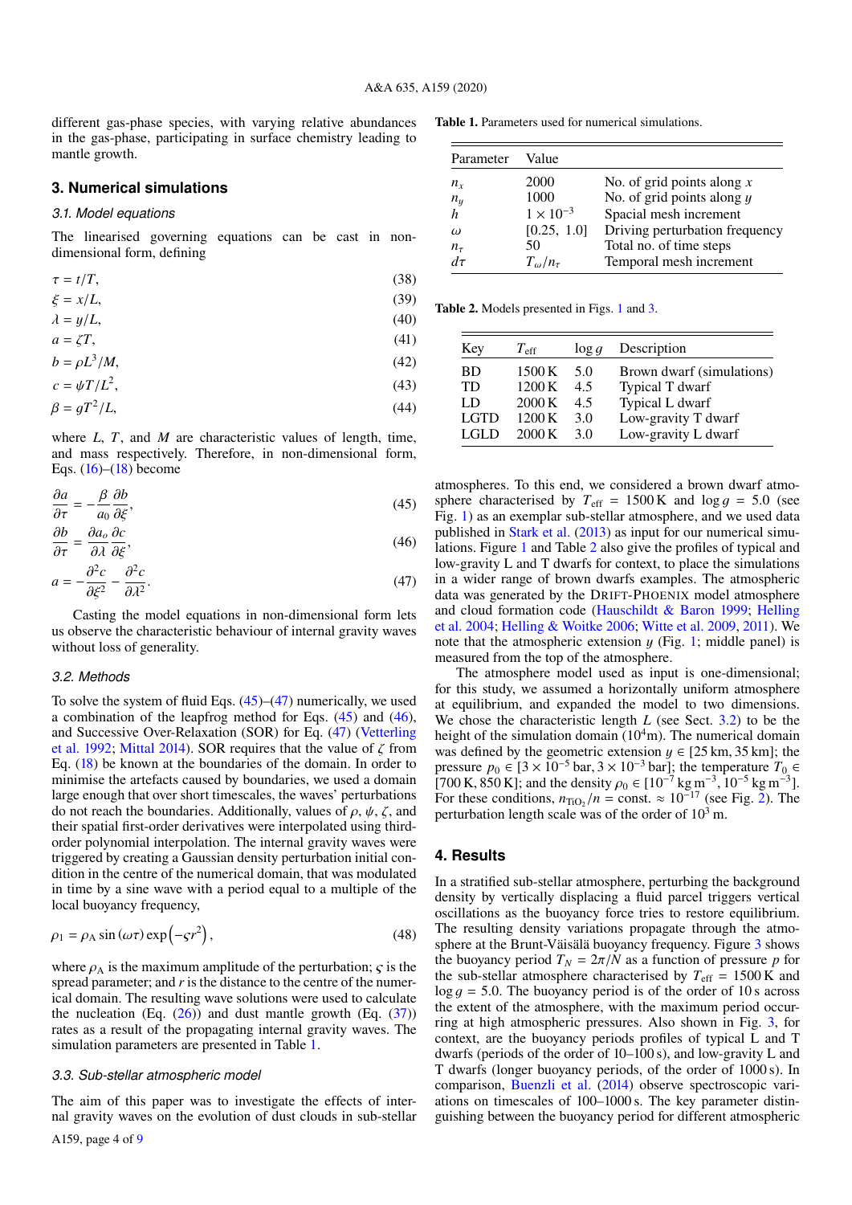different gas-phase species, with varying relative abundances in the gas-phase, participating in surface chemistry leading to mantle growth.

## 3. Numerical simulations

### 3.1. Model equations

The linearised governing equations can be cast in non-dimensional form, defining

$$\tau = t/T, \tag{38}$$

$$\xi = x/L, \tag{39}$$

$$\lambda = y/L, \tag{40}$$

$$a = \zeta T, \tag{41}$$

$$b = \rho L^3/M, \tag{42}$$

$$c = \psi T/L^2, \tag{43}$$

$$\beta = gT^2/L, \tag{44}$$

where $L$, $T$, and $M$ are characteristic values of length, time, and mass respectively. Therefore, in non-dimensional form, Eqs. (16)–(18) become

$$\frac{\partial a}{\partial \tau} = -\frac{\beta}{a_0}\frac{\partial b}{\partial \xi}, \tag{45}$$

$$\frac{\partial b}{\partial \tau} = \frac{\partial a_o}{\partial \lambda}\frac{\partial c}{\partial \xi}, \tag{46}$$

$$a = -\frac{\partial^2 c}{\partial \xi^2} - \frac{\partial^2 c}{\partial \lambda^2}. \tag{47}$$

Casting the model equations in non-dimensional form lets us observe the characteristic behaviour of internal gravity waves without loss of generality.

### 3.2. Methods

To solve the system of fluid Eqs. (45)–(47) numerically, we used a combination of the leapfrog method for Eqs. (45) and (46), and Successive Over-Relaxation (SOR) for Eq. (47) (Vetterling et al. 1992; Mittal 2014). SOR requires that the value of $\zeta$ from Eq. (18) be known at the boundaries of the domain. In order to minimise the artefacts caused by boundaries, we used a domain large enough that over short timescales, the waves' perturbations do not reach the boundaries. Additionally, values of $\rho$, $\psi$, $\zeta$, and their spatial first-order derivatives were interpolated using third-order polynomial interpolation. The internal gravity waves were triggered by creating a Gaussian density perturbation initial condition in the centre of the numerical domain, that was modulated in time by a sine wave with a period equal to a multiple of the local buoyancy frequency,

$$\rho_1 = \rho_A \sin(\omega\tau)\exp\left(-\varsigma r^2\right), \tag{48}$$

where $\rho_A$ is the maximum amplitude of the perturbation; $\varsigma$ is the spread parameter; and $r$ is the distance to the centre of the numerical domain. The resulting wave solutions were used to calculate the nucleation (Eq. (26)) and dust mantle growth (Eq. (37)) rates as a result of the propagating internal gravity waves. The simulation parameters are presented in Table 1.

### 3.3. Sub-stellar atmospheric model

The aim of this paper was to investigate the effects of internal gravity waves on the evolution of dust clouds in sub-stellar atmospheres. To this end, we considered a brown dwarf atmosphere characterised by $T_{\rm eff}$ = 1500 K and $\log g$ = 5.0 (see Fig. 1) as an exemplar sub-stellar atmosphere, and we used data published in Stark et al. (2013) as input for our numerical simulations. Figure 1 and Table 2 also give the profiles of typical and low-gravity L and T dwarfs for context, to place the simulations in a wider range of brown dwarfs examples. The atmospheric data was generated by the DRIFT-PHOENIX model atmosphere and cloud formation code (Hauschildt & Baron 1999; Helling et al. 2004; Helling & Woitke 2006; Witte et al. 2009, 2011). We note that the atmospheric extension $y$ (Fig. 1; middle panel) is measured from the top of the atmosphere.

The atmosphere model used as input is one-dimensional; for this study, we assumed a horizontally uniform atmosphere at equilibrium, and expanded the model to two dimensions. We chose the characteristic length $L$ (see Sect. 3.2) to be the height of the simulation domain ($10^4$m). The numerical domain was defined by the geometric extension $y \in$ [25 km, 35 km]; the pressure $p_0 \in [3\times10^{-5}$ bar, $3\times10^{-3}$ bar]; the temperature $T_0 \in$ [700 K, 850 K]; and the density $\rho_0 \in [10^{-7}$ kg m$^{-3}$, $10^{-5}$ kg m$^{-3}$]. For these conditions, $n_{\rm TiO_2}/n$ = const. ≈ $10^{-17}$ (see Fig. 2). The perturbation length scale was of the order of $10^3$ m.

**Table 1.** Parameters used for numerical simulations.

| Parameter | Value | |
|---|---|---|
| $n_x$ | 2000 | No. of grid points along $x$ |
| $n_y$ | 1000 | No. of grid points along $y$ |
| $h$ | $1\times10^{-3}$ | Spacial mesh increment |
| $\omega$ | [0.25, 1.0] | Driving perturbation frequency |
| $n_\tau$ | 50 | Total no. of time steps |
| $d\tau$ | $T_\omega/n_\tau$ | Temporal mesh increment |

**Table 2.** Models presented in Figs. 1 and 3.

| Key | $T_{\rm eff}$ | $\log g$ | Description |
|---|---|---|---|
| BD | 1500 K | 5.0 | Brown dwarf (simulations) |
| TD | 1200 K | 4.5 | Typical T dwarf |
| LD | 2000 K | 4.5 | Typical L dwarf |
| LGTD | 1200 K | 3.0 | Low-gravity T dwarf |
| LGLD | 2000 K | 3.0 | Low-gravity L dwarf |

## 4. Results

In a stratified sub-stellar atmosphere, perturbing the background density by vertically displacing a fluid parcel triggers vertical oscillations as the buoyancy force tries to restore equilibrium. The resulting density variations propagate through the atmosphere at the Brunt-Väisälä buoyancy frequency. Figure 3 shows the buoyancy period $T_N = 2\pi/N$ as a function of pressure $p$ for the sub-stellar atmosphere characterised by $T_{\rm eff}$ = 1500 K and $\log g$ = 5.0. The buoyancy period is of the order of 10 s across the extent of the atmosphere, with the maximum period occurring at high atmospheric pressures. Also shown in Fig. 3, for context, are the buoyancy periods profiles of typical L and T dwarfs (periods of the order of 10–100 s), and low-gravity L and T dwarfs (longer buoyancy periods, of the order of 1000 s). In comparison, Buenzli et al. (2014) observe spectroscopic variations on timescales of 100–1000 s. The key parameter distinguishing between the buoyancy period for different atmospheric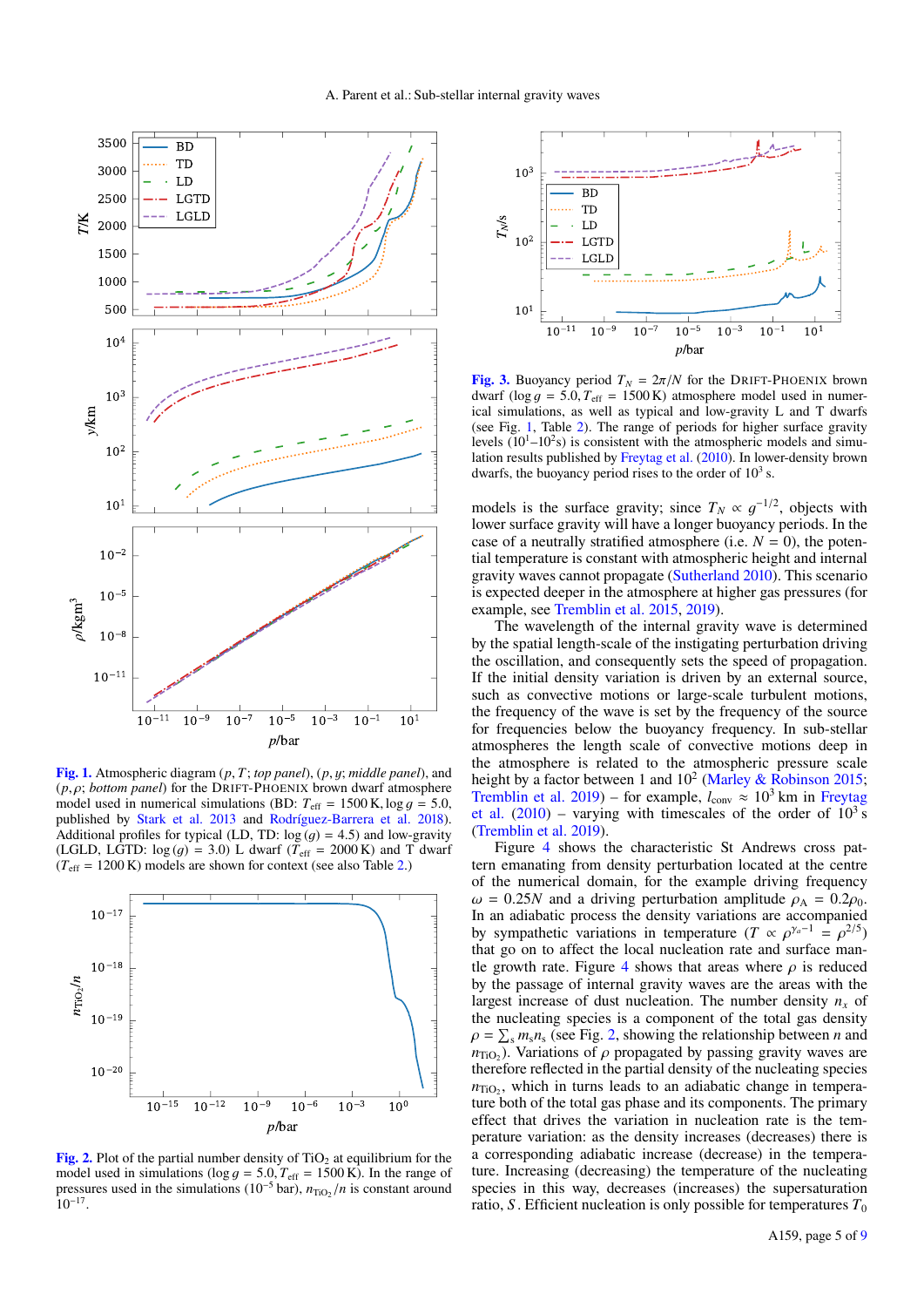**Fig. 1.** Atmospheric diagram ($p, T$; *top panel*), ($p, y$; *middle panel*), and ($p, \rho$; *bottom panel*) for the DRIFT-PHOENIX brown dwarf atmosphere model used in numerical simulations (BD: $T_{\rm eff}$ = 1500 K, $\log g$ = 5.0, published by Stark et al. 2013 and Rodríguez-Barrera et al. 2018). Additional profiles for typical (LD, TD: $\log(g)$ = 4.5) and low-gravity (LGLD, LGTD: $\log(g)$ = 3.0) L dwarf ($T_{\rm eff}$ = 2000 K) and T dwarf ($T_{\rm eff}$ = 1200 K) models are shown for context (see also Table 2.)

**Fig. 2.** Plot of the partial number density of $TiO_2$ at equilibrium for the model used in simulations ($\log g$ = 5.0, $T_{\rm eff}$ = 1500 K). In the range of pressures used in the simulations ($10^{-5}$ bar), $n_{\rm TiO_2}/n$ is constant around $10^{-17}$.

**Fig. 3.** Buoyancy period $T_N = 2\pi/N$ for the DRIFT-PHOENIX brown dwarf ($\log g$ = 5.0, $T_{\rm eff}$ = 1500 K) atmosphere model used in numerical simulations, as well as typical and low-gravity L and T dwarfs (see Fig. 1, Table 2). The range of periods for higher surface gravity levels ($10^1$–$10^2$s) is consistent with the atmospheric models and simulation results published by Freytag et al. (2010). In lower-density brown dwarfs, the buoyancy period rises to the order of $10^3$ s.

models is the surface gravity; since $T_N \propto g^{-1/2}$, objects with lower surface gravity will have a longer buoyancy periods. In the case of a neutrally stratified atmosphere (i.e. $N = 0$), the potential temperature is constant with atmospheric height and internal gravity waves cannot propagate (Sutherland 2010). This scenario is expected deeper in the atmosphere at higher gas pressures (for example, see Tremblin et al. 2015, 2019).

The wavelength of the internal gravity wave is determined by the spatial length-scale of the instigating perturbation driving the oscillation, and consequently sets the speed of propagation. If the initial density variation is driven by an external source, such as convective motions or large-scale turbulent motions, the frequency of the wave is set by the frequency of the source for frequencies below the buoyancy frequency. In sub-stellar atmospheres the length scale of convective motions deep in the atmosphere is related to the atmospheric pressure scale height by a factor between 1 and $10^2$ (Marley & Robinson 2015; Tremblin et al. 2019) – for example, $l_{\rm conv} \approx 10^3$ km in Freytag et al. (2010) – varying with timescales of the order of $10^3$ s (Tremblin et al. 2019).

Figure 4 shows the characteristic St Andrews cross pattern emanating from density perturbation located at the centre of the numerical domain, for the example driving frequency $\omega = 0.25N$ and a driving perturbation amplitude $\rho_{\rm A} = 0.2\rho_0$. In an adiabatic process the density variations are accompanied by sympathetic variations in temperature ($T \propto \rho^{\gamma_a - 1} = \rho^{2/5}$) that go on to affect the local nucleation rate and surface mantle growth rate. Figure 4 shows that areas where $\rho$ is reduced by the passage of internal gravity waves are the areas with the largest increase of dust nucleation. The number density $n_x$ of the nucleating species is a component of the total gas density $\rho = \sum_s m_s n_s$ (see Fig. 2, showing the relationship between $n$ and $n_{\rm TiO_2}$). Variations of $\rho$ propagated by passing gravity waves are therefore reflected in the partial density of the nucleating species $n_{\rm TiO_2}$, which in turns leads to an adiabatic change in temperature both of the total gas phase and its components. The primary effect that drives the variation in nucleation rate is the temperature variation: as the density increases (decreases) there is a corresponding adiabatic increase (decrease) in the temperature. Increasing (decreasing) the temperature of the nucleating species in this way, decreases (increases) the supersaturation ratio, $S$. Efficient nucleation is only possible for temperatures $T_0$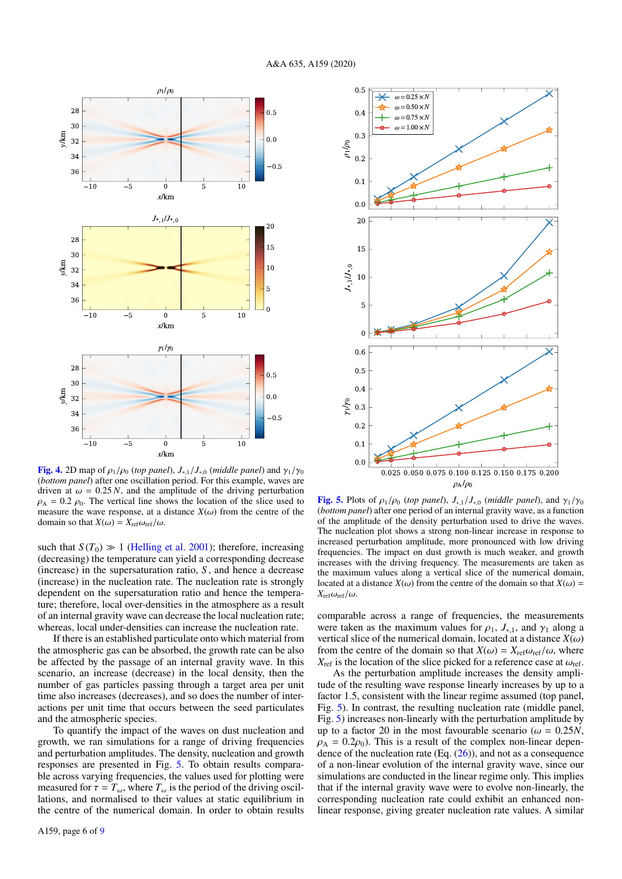**Fig. 4.** 2D map of $\rho_1/\rho_0$ (*top panel*), $J_{*,1}/J_{*,0}$ (*middle panel*) and $\gamma_1/\gamma_0$ (*bottom panel*) after one oscillation period. For this example, waves are driven at $\omega = 0.25\,N$, and the amplitude of the driving perturbation $\rho_A = 0.2\,\rho_0$. The vertical line shows the location of the slice used to measure the wave response, at a distance $X(\omega)$ from the centre of the domain so that $X(\omega) = X_{\rm ref}\omega_{\rm ref}/\omega$.

such that $S(T_0) \gg 1$ (Helling et al. 2001); therefore, increasing (decreasing) the temperature can yield a corresponding decrease (increase) in the supersaturation ratio, $S$, and hence a decrease (increase) in the nucleation rate. The nucleation rate is strongly dependent on the supersaturation ratio and hence the temperature; therefore, local over-densities in the atmosphere as a result of an internal gravity wave can decrease the local nucleation rate; whereas, local under-densities can increase the nucleation rate.

If there is an established particulate onto which material from the atmospheric gas can be absorbed, the growth rate can be also be affected by the passage of an internal gravity wave. In this scenario, an increase (decrease) in the local density, then the number of gas particles passing through a target area per unit time also increases (decreases), and so does the number of interactions per unit time that occurs between the seed particulates and the atmospheric species.

To quantify the impact of the waves on dust nucleation and growth, we ran simulations for a range of driving frequencies and perturbation amplitudes. The density, nucleation and growth responses are presented in Fig. 5. To obtain results comparable across varying frequencies, the values used for plotting were measured for $\tau = T_\omega$, where $T_\omega$ is the period of the driving oscillations, and normalised to their values at static equilibrium in the centre of the numerical domain. In order to obtain results comparable across a range of frequencies, the measurements were taken as the maximum values for $\rho_1$, $J_{*,1}$, and $\gamma_1$ along a vertical slice of the numerical domain, located at a distance $X(\omega)$ from the centre of the domain so that $X(\omega) = X_{\rm ref}\omega_{\rm ref}/\omega$, where $X_{\rm ref}$ is the location of the slice picked for a reference case at $\omega_{\rm ref}$.

**Fig. 5.** Plots of $\rho_1/\rho_0$ (*top panel*), $J_{*,1}/J_{*,0}$ (*middle panel*), and $\gamma_1/\gamma_0$ (*bottom panel*) after one period of an internal gravity wave, as a function of the amplitude of the density perturbation used to drive the waves. The nucleation plot shows a strong non-linear increase in response to increased perturbation amplitude, more pronounced with low driving frequencies. The impact on dust growth is much weaker, and growth increases with the driving frequency. The measurements are taken as the maximum values along a vertical slice of the numerical domain, located at a distance $X(\omega)$ from the centre of the domain so that $X(\omega) = X_{\rm ref}\omega_{\rm ref}/\omega$.

As the perturbation amplitude increases the density amplitude of the resulting wave response linearly increases by up to a factor 1.5, consistent with the linear regime assumed (top panel, Fig. 5). In contrast, the resulting nucleation rate (middle panel, Fig. 5) increases non-linearly with the perturbation amplitude by up to a factor 20 in the most favourable scenario ($\omega = 0.25N$, $\rho_A = 0.2\rho_0$). This is a result of the complex non-linear dependence of the nucleation rate (Eq. (26)), and not as a consequence of a non-linear evolution of the internal gravity wave, since our simulations are conducted in the linear regime only. This implies that if the internal gravity wave were to evolve non-linearly, the corresponding nucleation rate could exhibit an enhanced non-linear response, giving greater nucleation rate values. A similar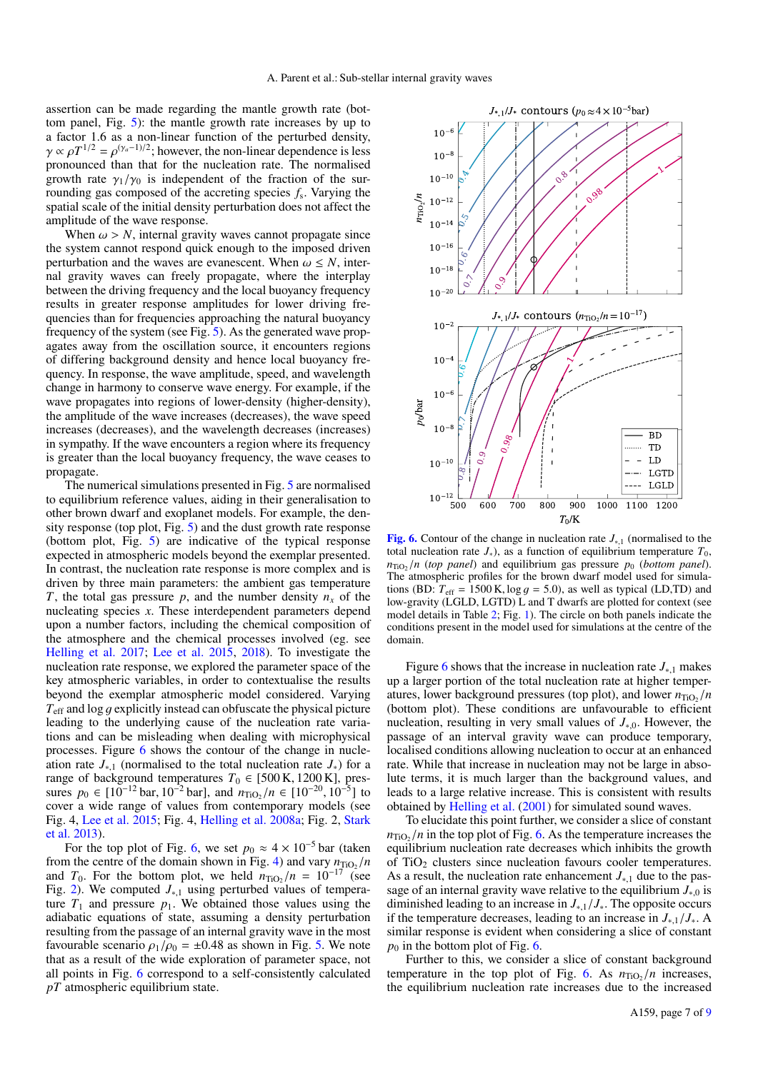assertion can be made regarding the mantle growth rate (bottom panel, Fig. 5): the mantle growth rate increases by up to a factor 1.6 as a non-linear function of the perturbed density, $\gamma \propto \rho T^{1/2} = \rho^{(\gamma_a - 1)/2}$; however, the non-linear dependence is less pronounced than that for the nucleation rate. The normalised growth rate $\gamma_1/\gamma_0$ is independent of the fraction of the surrounding gas composed of the accreting species $f_s$. Varying the spatial scale of the initial density perturbation does not affect the amplitude of the wave response.

When $\omega > N$, internal gravity waves cannot propagate since the system cannot respond quick enough to the imposed driven perturbation and the waves are evanescent. When $\omega \leq N$, internal gravity waves can freely propagate, where the interplay between the driving frequency and the local buoyancy frequency results in greater response amplitudes for lower driving frequencies than for frequencies approaching the natural buoyancy frequency of the system (see Fig. 5). As the generated wave propagates away from the oscillation source, it encounters regions of differing background density and hence local buoyancy frequency. In response, the wave amplitude, speed, and wavelength change in harmony to conserve wave energy. For example, if the wave propagates into regions of lower-density (higher-density), the amplitude of the wave increases (decreases), the wave speed increases (decreases), and the wavelength decreases (increases) in sympathy. If the wave encounters a region where its frequency is greater than the local buoyancy frequency, the wave ceases to propagate.

The numerical simulations presented in Fig. 5 are normalised to equilibrium reference values, aiding in their generalisation to other brown dwarf and exoplanet models. For example, the density response (top plot, Fig. 5) and the dust growth rate response (bottom plot, Fig. 5) are indicative of the typical response expected in atmospheric models beyond the exemplar presented. In contrast, the nucleation rate response is more complex and is driven by three main parameters: the ambient gas temperature $T$, the total gas pressure $p$, and the number density $n_x$ of the nucleating species $x$. These interdependent parameters depend upon a number factors, including the chemical composition of the atmosphere and the chemical processes involved (eg. see Helling et al. 2017; Lee et al. 2015, 2018). To investigate the nucleation rate response, we explored the parameter space of the key atmospheric variables, in order to contextualise the results beyond the exemplar atmospheric model considered. Varying $T_{\rm eff}$ and $\log g$ explicitly instead can obfuscate the physical picture leading to the underlying cause of the nucleation rate variations and can be misleading when dealing with microphysical processes. Figure 6 shows the contour of the change in nucleation rate $J_{*,1}$ (normalised to the total nucleation rate $J_*$) for a range of background temperatures $T_0 \in [500\,\text{K}, 1200\,\text{K}]$, pressures $p_0 \in [10^{-12}\,\text{bar}, 10^{-2}\,\text{bar}]$, and $n_{\rm TiO_2}/n \in [10^{-20}, 10^{-5}]$ to cover a wide range of values from contemporary models (see Fig. 4, Lee et al. 2015; Fig. 4, Helling et al. 2008a; Fig. 2, Stark et al. 2013).

For the top plot of Fig. 6, we set $p_0 \approx 4 \times 10^{-5}$ bar (taken from the centre of the domain shown in Fig. 4) and vary $n_{\rm TiO_2}/n$ and $T_0$. For the bottom plot, we held $n_{\rm TiO_2}/n = 10^{-17}$ (see Fig. 2). We computed $J_{*,1}$ using perturbed values of temperature $T_1$ and pressure $p_1$. We obtained those values using the adiabatic equations of state, assuming a density perturbation resulting from the passage of an internal gravity wave in the most favourable scenario $\rho_1/\rho_0 = \pm 0.48$ as shown in Fig. 5. We note that as a result of the wide exploration of parameter space, not all points in Fig. 6 correspond to a self-consistently calculated $pT$ atmospheric equilibrium state.

**Fig. 6.** Contour of the change in nucleation rate $J_{*,1}$ (normalised to the total nucleation rate $J_*$), as a function of equilibrium temperature $T_0$, $n_{\rm TiO_2}/n$ (*top panel*) and equilibrium gas pressure $p_0$ (*bottom panel*). The atmospheric profiles for the brown dwarf model used for simulations (BD: $T_{\rm eff} = 1500$ K, $\log g = 5.0$), as well as typical (LD,TD) and low-gravity (LGLD, LGTD) L and T dwarfs are plotted for context (see model details in Table 2; Fig. 1). The circle on both panels indicate the conditions present in the model used for simulations at the centre of the domain.

Figure 6 shows that the increase in nucleation rate $J_{*,1}$ makes up a larger portion of the total nucleation rate at higher temperatures, lower background pressures (top plot), and lower $n_{\rm TiO_2}/n$ (bottom plot). These conditions are unfavourable to efficient nucleation, resulting in very small values of $J_{*,0}$. However, the passage of an interval gravity wave can produce temporary, localised conditions allowing nucleation to occur at an enhanced rate. While that increase in nucleation may not be large in absolute terms, it is much larger than the background values, and leads to a large relative increase. This is consistent with results obtained by Helling et al. (2001) for simulated sound waves.

To elucidate this point further, we consider a slice of constant $n_{\rm TiO_2}/n$ in the top plot of Fig. 6. As the temperature increases the equilibrium nucleation rate decreases which inhibits the growth of $TiO_2$ clusters since nucleation favours cooler temperatures. As a result, the nucleation rate enhancement $J_{*,1}$ due to the passage of an internal gravity wave relative to the equilibrium $J_{*,0}$ is diminished leading to an increase in $J_{*,1}/J_*$. The opposite occurs if the temperature decreases, leading to an increase in $J_{*,1}/J_*$. A similar response is evident when considering a slice of constant $p_0$ in the bottom plot of Fig. 6.

Further to this, we consider a slice of constant background temperature in the top plot of Fig. 6. As $n_{\rm TiO_2}/n$ increases, the equilibrium nucleation rate increases due to the increased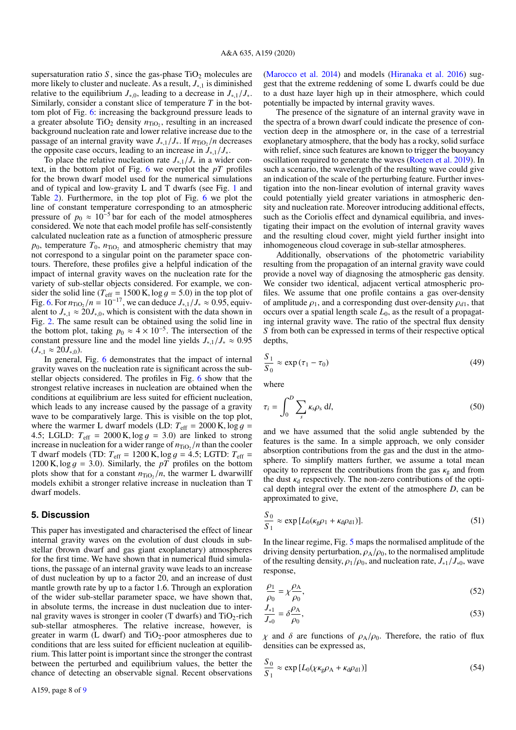supersaturation ratio $S$, since the gas-phase $TiO_2$ molecules are more likely to cluster and nucleate. As a result, $J_{*,1}$ is diminished relative to the equilibrium $J_{*,0}$, leading to a decrease in $J_{*,1}/J_*$. Similarly, consider a constant slice of temperature $T$ in the bottom plot of Fig. 6: increasing the background pressure leads to a greater absolute $TiO_2$ density $n_{TiO_2}$, resulting in an increased background nucleation rate and lower relative increase due to the passage of an internal gravity wave $J_{*,1}/J_*$. If $n_{TiO_2}/n$ decreases the opposite case occurs, leading to an increase in $J_{*,1}/J_*$.

To place the relative nucleation rate $J_{*,1}/J_*$ in a wider context, in the bottom plot of Fig. 6 we overplot the $pT$ profiles for the brown dwarf model used for the numerical simulations and of typical and low-gravity L and T dwarfs (see Fig. 1 and Table 2). Furthermore, in the top plot of Fig. 6 we plot the line of constant temperature corresponding to an atmospheric pressure of $p_0 \approx 10^{-5}$ bar for each of the model atmospheres considered. We note that each model profile has self-consistently calculated nucleation rate as a function of atmospheric pressure $p_0$, temperature $T_0$, $n_{TiO_2}$ and atmospheric chemistry that may not correspond to a singular point on the parameter space contours. Therefore, these profiles give a helpful indication of the impact of internal gravity waves on the nucleation rate for the variety of sub-stellar objects considered. For example, we consider the solid line ($T_{\rm eff} = 1500$ K, $\log g = 5.0$) in the top plot of Fig. 6. For $n_{TiO_2}/n = 10^{-17}$, we can deduce $J_{*,1}/J_* \approx 0.95$, equivalent to $J_{*,1} \approx 20 J_{*,0}$, which is consistent with the data shown in Fig. 2. The same result can be obtained using the solid line in the bottom plot, taking $p_0 \approx 4 \times 10^{-5}$. The intersection of the constant pressure line and the model line yields $J_{*,1}/J_* \approx 0.95$ ($J_{*,1} \approx 20 J_{*,0}$).

In general, Fig. 6 demonstrates that the impact of internal gravity waves on the nucleation rate is significant across the sub-stellar objects considered. The profiles in Fig. 6 show that the strongest relative increases in nucleation are obtained when the conditions at equilibrium are less suited for efficient nucleation, which leads to any increase caused by the passage of a gravity wave to be comparatively large. This is visible on the top plot, where the warmer L dwarf models (LD: $T_{\rm eff} = 2000$ K, $\log g = 4.5$; LGLD: $T_{\rm eff} = 2000$ K, $\log g = 3.0$) are linked to strong increase in nucleation for a wider range of $n_{TiO_2}/n$ than the cooler T dwarf models (TD: $T_{\rm eff} = 1200$ K, $\log g = 4.5$; LGTD: $T_{\rm eff} = 1200$ K, $\log g = 3.0$). Similarly, the $pT$ profiles on the bottom plots show that for a constant $n_{TiO_2}/n$, the warmer L dwarwillf models exhibit a stronger relative increase in nucleation than T dwarf models.

## 5. Discussion

This paper has investigated and characterised the effect of linear internal gravity waves on the evolution of dust clouds in sub-stellar (brown dwarf and gas giant exoplanetary) atmospheres for the first time. We have shown that in numerical fluid simulations, the passage of an internal gravity wave leads to an increase of dust nucleation by up to a factor 20, and an increase of dust mantle growth rate by up to a factor 1.6. Through an exploration of the wider sub-stellar parameter space, we have shown that, in absolute terms, the increase in dust nucleation due to internal gravity waves is stronger in cooler (T dwarfs) and $TiO_2$-rich sub-stellar atmospheres. The relative increase, however, is greater in warm (L dwarf) and $TiO_2$-poor atmospheres due to conditions that are less suited for efficient nucleation at equilibrium. This latter point is important since the stronger the contrast between the perturbed and equilibrium values, the better the chance of detecting an observable signal. Recent observations (Marocco et al. 2014) and models (Hiranaka et al. 2016) suggest that the extreme reddening of some L dwarfs could be due to a dust haze layer high up in their atmosphere, which could potentially be impacted by internal gravity waves.

The presence of the signature of an internal gravity wave in the spectra of a brown dwarf could indicate the presence of convection deep in the atmosphere or, in the case of a terrestrial exoplanetary atmosphere, that the body has a rocky, solid surface with relief, since such features are known to trigger the buoyancy oscillation required to generate the waves (Roeten et al. 2019). In such a scenario, the wavelength of the resulting wave could give an indication of the scale of the perturbing feature. Further investigation into the non-linear evolution of internal gravity waves could potentially yield greater variations in atmospheric density and nucleation rate. Moreover introducing additional effects, such as the Coriolis effect and dynamical equilibria, and investigating their impact on the evolution of internal gravity waves and the resulting cloud cover, might yield further insight into inhomogeneous cloud coverage in sub-stellar atmospheres.

Additionally, observations of the photometric variability resulting from the propagation of an internal gravity wave could provide a novel way of diagnosing the atmospheric gas density. We consider two identical, adjacent vertical atmospheric profiles. We assume that one profile contains a gas over-density of amplitude $\rho_1$, and a corresponding dust over-density $\rho_{d1}$, that occurs over a spatial length scale $L_0$, as the result of a propagating internal gravity wave. The ratio of the spectral flux density $S$ from both can be expressed in terms of their respective optical depths,

$$\frac{S_1}{S_0} \approx \exp(\tau_1 - \tau_0) \tag{49}$$

where

$$\tau_i = \int_0^D \sum_s \kappa_s \rho_s \, {\rm d}l, \tag{50}$$

and we have assumed that the solid angle subtended by the features is the same. In a simple approach, we only consider absorption contributions from the gas and the dust in the atmosphere. To simplify matters further, we assume a total mean opacity to represent the contributions from the gas $\kappa_g$ and from the dust $\kappa_d$ respectively. The non-zero contributions of the optical depth integral over the extent of the atmosphere $D$, can be approximated to give,

$$\frac{S_0}{S_1} \approx \exp\left[L_0(\kappa_g \rho_1 + \kappa_d \rho_{d1})\right]. \tag{51}$$

In the linear regime, Fig. 5 maps the normalised amplitude of the driving density perturbation, $\rho_A/\rho_0$, to the normalised amplitude of the resulting density, $\rho_1/\rho_0$, and nucleation rate, $J_{*1}/J_{*0}$, wave response,

$$\frac{\rho_1}{\rho_0} = \chi \frac{\rho_A}{\rho_0}, \tag{52}$$

$$\frac{J_{*1}}{J_{*0}} = \delta \frac{\rho_A}{\rho_0}, \tag{53}$$

$\chi$ and $\delta$ are functions of $\rho_A/\rho_0$. Therefore, the ratio of flux densities can be expressed as,

$$\frac{S_0}{S_1} \approx \exp\left[L_0(\chi \kappa_g \rho_A + \kappa_d \rho_{d1})\right] \tag{54}$$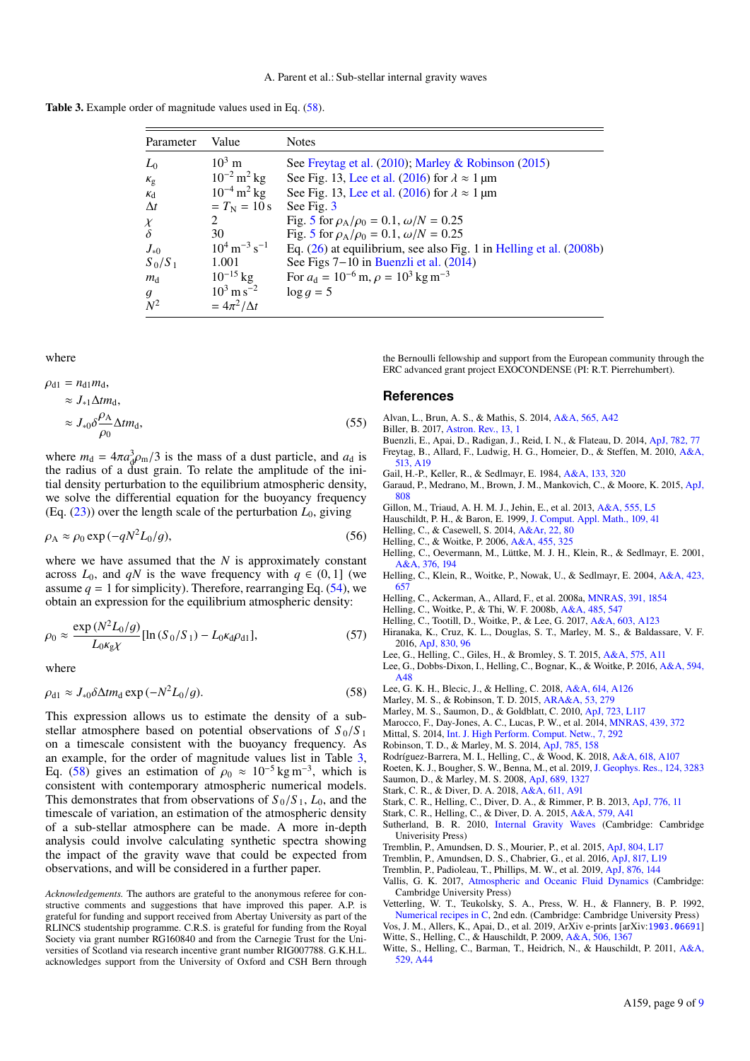Table 3. Example order of magnitude values used in Eq. (58).

| Parameter | Value | Notes |
|---|---|---|
| $L_0$ | $10^3$ m | See Freytag et al. (2010); Marley & Robinson (2015) |
| $\kappa_g$ | $10^{-2}\,\mathrm{m^2\,kg}$ | See Fig. 13, Lee et al. (2016) for $\lambda \approx 1\,\mu$m |
| $\kappa_d$ | $10^{-4}\,\mathrm{m^2\,kg}$ | See Fig. 13, Lee et al. (2016) for $\lambda \approx 1\,\mu$m |
| $\Delta t$ | $= T_N = 10$ s | See Fig. 3 |
| $\chi$ | 2 | Fig. 5 for $\rho_A/\rho_0 = 0.1$, $\omega/N = 0.25$ |
| $\delta$ | 30 | Fig. 5 for $\rho_A/\rho_0 = 0.1$, $\omega/N = 0.25$ |
| $J_{*0}$ | $10^4\,\mathrm{m^{-3}\,s^{-1}}$ | Eq. (26) at equilibrium, see also Fig. 1 in Helling et al. (2008b) |
| $S_0/S_1$ | 1.001 | See Figs 7–10 in Buenzli et al. (2014) |
| $m_d$ | $10^{-15}$ kg | For $a_d = 10^{-6}$ m, $\rho = 10^3\,\mathrm{kg\,m^{-3}}$ |
| $g$ | $10^3\,\mathrm{m\,s^{-2}}$ | $\log g = 5$ |
| $N^2$ | $= 4\pi^2/\Delta t$ | |

where

$$\rho_{d1} = n_{d1} m_d,$$
$$\approx J_{*1} \Delta t m_d,$$
$$\approx J_{*0} \delta \frac{\rho_A}{\rho_0} \Delta t m_d, \tag{55}$$

where $m_d = 4\pi a_d^3 \rho_m/3$ is the mass of a dust particle, and $a_d$ is the radius of a dust grain. To relate the amplitude of the initial density perturbation to the equilibrium atmospheric density, we solve the differential equation for the buoyancy frequency (Eq. (23)) over the length scale of the perturbation $L_0$, giving

$$\rho_A \approx \rho_0 \exp\left(-qN^2 L_0/g\right), \tag{56}$$

where we have assumed that the $N$ is approximately constant across $L_0$, and $qN$ is the wave frequency with $q \in (0, 1]$ (we assume $q = 1$ for simplicity). Therefore, rearranging Eq. (54), we obtain an expression for the equilibrium atmospheric density:

$$\rho_0 \approx \frac{\exp\left(N^2 L_0/g\right)}{L_0 \kappa_g \chi} \left[\ln\left(S_0/S_1\right) - L_0 \kappa_d \rho_{d1}\right], \tag{57}$$

where

$$\rho_{d1} \approx J_{*0} \delta \Delta t m_d \exp\left(-N^2 L_0/g\right). \tag{58}$$

This expression allows us to estimate the density of a sub-stellar atmosphere based on potential observations of $S_0/S_1$ on a timescale consistent with the buoyancy frequency. As an example, for the order of magnitude values list in Table 3, Eq. (58) gives an estimation of $\rho_0 \approx 10^{-5}\,\mathrm{kg\,m^{-3}}$, which is consistent with contemporary atmospheric numerical models. This demonstrates that from observations of $S_0/S_1$, $L_0$, and the timescale of variation, an estimation of the atmospheric density of a sub-stellar atmosphere can be made. A more in-depth analysis could involve calculating synthetic spectra showing the impact of the gravity wave that could be expected from observations, and will be considered in a further paper.

*Acknowledgements.* The authors are grateful to the anonymous referee for constructive comments and suggestions that have improved this paper. A.P. is grateful for funding and support received from Abertay University as part of the RLINCS studentship programme. C.R.S. is grateful for funding from the Royal Society via grant number RG160840 and from the Carnegie Trust for the Universities of Scotland via research incentive grant number RIG007788. G.K.H.L. acknowledges support from the University of Oxford and CSH Bern through the Bernoulli fellowship and support from the European community through the ERC advanced grant project EXOCONDENSE (PI: R.T. Pierrehumbert).

## References

Alvan, L., Brun, A. S., & Mathis, S. 2014, A&A, 565, A42
Biller, B. 2017, Astron. Rev., 13, 1
Buenzli, E., Apai, D., Radigan, J., Reid, I. N., & Flateau, D. 2014, ApJ, 782, 77
Freytag, B., Allard, F., Ludwig, H. G., Homeier, D., & Steffen, M. 2010, A&A, 513, A19
Gail, H.-P., Keller, R., & Sedlmayr, E. 1984, A&A, 133, 320
Garaud, P., Medrano, M., Brown, J. M., Mankovich, C., & Moore, K. 2015, ApJ, 808
Gillon, M., Triaud, A. H. M. J., Jehin, E., et al. 2013, A&A, 555, L5
Hauschildt, P. H., & Baron, E. 1999, J. Comput. Appl. Math., 109, 41
Helling, C., & Casewell, S. 2014, A&ARv, 22, 80
Helling, C., & Woitke, P. 2006, A&A, 455, 325
Helling, C., Oevermann, M., Lüttke, M. J. H., Klein, R., & Sedlmayr, E. 2001, A&A, 376, 194
Helling, C., Klein, R., Woitke, P., Nowak, U., & Sedlmayr, E. 2004, A&A, 423, 657
Helling, C., Ackerman, A., Allard, F., et al. 2008a, MNRAS, 391, 1854
Helling, C., Woitke, P., & Thi, W. F. 2008b, A&A, 485, 547
Helling, C., Tootill, D., Woitke, P., & Lee, G. 2017, A&A, 603, A123
Hiranaka, K., Cruz, K. L., Douglas, S. T., Marley, M. S., & Baldassare, V. F. 2016, ApJ, 830, 96
Lee, G., Helling, C., Giles, H., & Bromley, S. T. 2015, A&A, 575, A11
Lee, G., Dobbs-Dixon, I., Helling, C., Bognar, K., & Woitke, P. 2016, A&A, 594, A48
Lee, G. K. H., Blecic, J., & Helling, C. 2018, A&A, 614, A126
Marley, M. S., & Robinson, T. D. 2015, ARA&A, 53, 279
Marley, M. S., Saumon, D., & Goldblatt, C. 2010, ApJ, 723, L117
Marocco, F., Day-Jones, A. C., Lucas, P. W., et al. 2014, MNRAS, 439, 372
Mittal, S. 2014, Int. J. High Perform. Comput. Netw., 7, 292
Robinson, T. D., & Marley, M. S. 2014, ApJ, 785, 158
Rodríguez-Barrera, M. I., Helling, C., & Wood, K. 2018, A&A, 618, A107
Roeten, K. J., Bougher, S. W., Benna, M., et al. 2019, J. Geophys. Res., 124, 3283
Saumon, D., & Marley, M. S. 2008, ApJ, 689, 1327
Stark, C. R., & Diver, D. A. 2018, A&A, 611, A91
Stark, C. R., Helling, C., Diver, D. A., & Rimmer, P. B. 2013, ApJ, 776, 11
Stark, C. R., Helling, C., & Diver, D. A. 2015, A&A, 579, A41
Sutherland, B. R. 2010, Internal Gravity Waves (Cambridge: Cambridge University Press)
Tremblin, P., Amundsen, D. S., Mourier, P., et al. 2015, ApJ, 804, L17
Tremblin, P., Amundsen, D. S., Chabrier, G., et al. 2016, ApJ, 817, L19
Tremblin, P., Padioleau, T., Phillips, M. W., et al. 2019, ApJ, 876, 144
Vallis, G. K. 2017, Atmospheric and Oceanic Fluid Dynamics (Cambridge: Cambridge University Press)
Vetterling, W. T., Teukolsky, S. A., Press, W. H., & Flannery, B. P. 1992, Numerical recipes in C, 2nd edn. (Cambridge: Cambridge University Press)
Vos, J. M., Allers, K., Apai, D., et al. 2019, ArXiv e-prints [arXiv:1903.06691]
Witte, S., Helling, C., & Hauschildt, P. 2009, A&A, 506, 1367
Witte, S., Helling, C., Barman, T., Heidrich, N., & Hauschildt, P. H. 2011, A&A, 529, A44